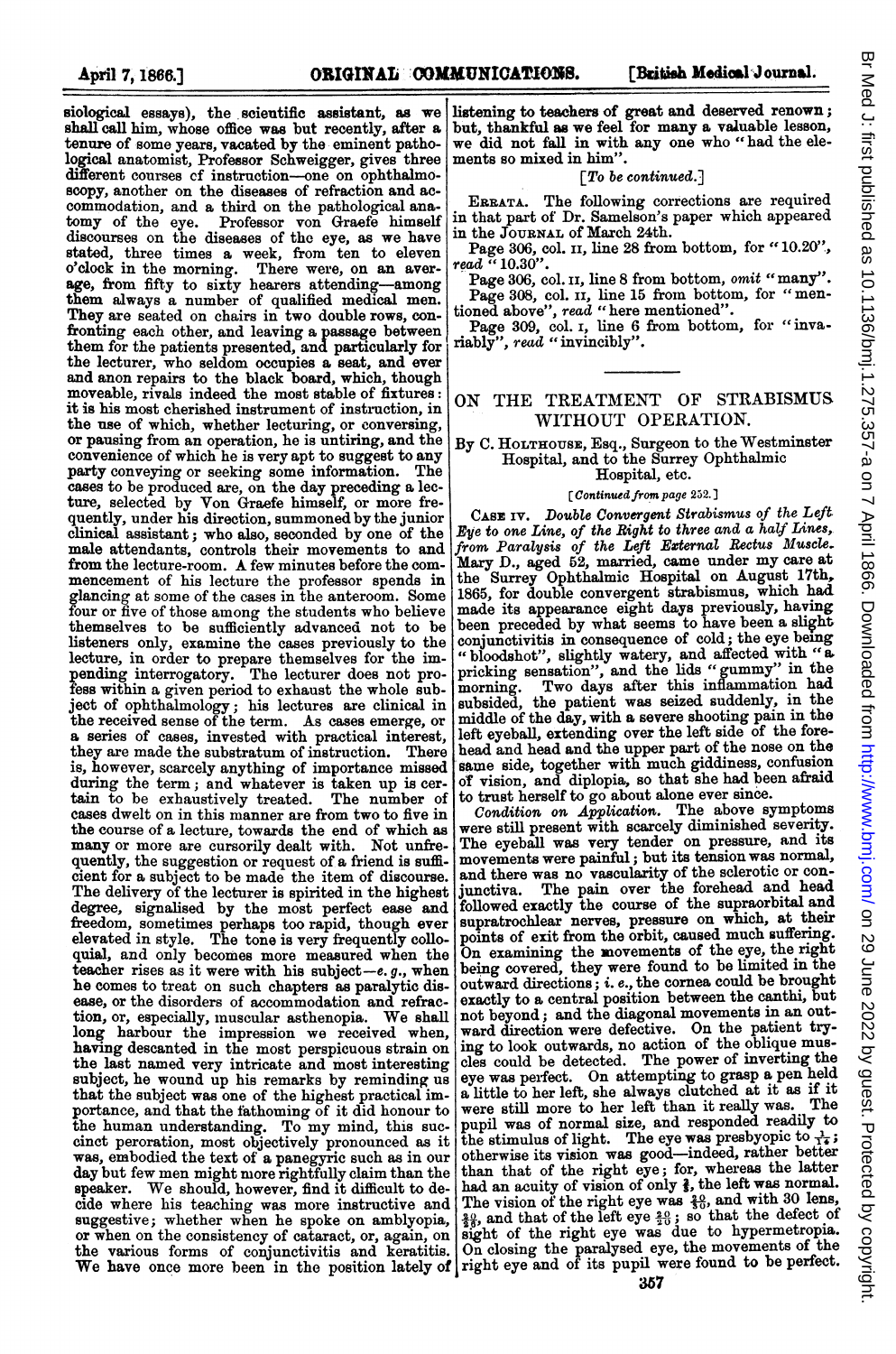siological essays), the scientific assistant, as we shall call him, whose office was but recently, after a tenure of some years, vacated by the eminent pathological anatomist, Professor Schweigger, gives three different courses of instruction—one on ophthalmoscopy, another on the diseases of refraction and accommodation, and a third on the pathological anatomy of the eye. Professor von Graefe himself discourses on the diseases of the eye, as we have stated, three times a week, from ten to eleven o'clock in the morning. There were, on an average, from fifty to sixty hearers attending—among them always a number of qualified medical men. They are seated on chairs in two double rows, confronting each other, and leaving a passage between them for the patients presented, and particularly for the lecturer, who seldom occupies a seat, and ever and anon repairs to the black board, which, though moveable, rivals indeed the most stable of fixtures: it is his most cherished instrument of instruction, in the use of which, whether lecturing, or conversing, or pausing from an operation, he is untiring, and the convenience of which he is very apt to suggest to any party conveying or seeking some information. The cases to be produced are, on the day preceding a lecture, selected by Von Graefe himself, or more frequently, under his direction, summoned by the junior clinical assistant; who also, seconded by one of the male attendants, controls their movements to and from the lecture-room. A few minutes before the commencement of his lecture the professor spends in glancing at some of the cases in the anteroom. Some four or five of those among the students who believe themselves to be sufficiently advanced not to be listeners only, examine the cases previously to the lecture, in order to prepare themselves for the impending interrogatory. The lecturer does not profess within a given period to exhaust the whole subject of ophthalmology; his lectures are clinical in the received sense of the term. As cases emerge, or a series of cases, invested with practical interest, they are made the substratum of instruction. There is, however, scarcely anything of importance missed during the term; and whatever is taken up is certain to be exhaustively treated. The number of cases dwelt on in this manner are from two to five in the course of a lecture, towards the end of which as many or more are cursorily dealt with. Not unfrequently, the suggestion or request of a friend is sufficient for a subject to be made the item of discourse. The delivery of the lecturer is spirited in the highest degree, signalised by the most perfect ease and freedom, sometimes perhaps too rapid, though ever elevated in style. The tone is very frequently colloquial, and only becomes more measured when the teacher rises as it were with his subject—*e. g.*, when he comes to treat on such chapters as paralytic disease, or the disorders of accommodation and refraction, or, especially, muscular asthenopia. We shall long harbour the impression we received when, having descanted in the most perspicuous strain on the last named very intricate and most interesting subject, he wound up his remarks by reminding us that the subject was one of the highest practical importance, and that the fathoming of it did honour to the human understanding. To my mind, this succinct peroration, most objectively pronounced as it was, embodied the text of a panegyric such as in our day but few men might more rightfully claim than the speaker. We should, however, find it difficult to decide where his teaching was more instructive and suggestive; whether when he spoke on amblyopia, or when on the consistency of cataract, or, again, on the various forms of conjunctivitis and keratitis. We have once more been in the position lately of listening to teachers of great and deserved renown; but, thankful as we feel for many a valuable lesson, we did not fall in with any one who "had the elements so mixed in him".

[*To be continued.*]

ERRATA. The following corrections are required in that part of Dr. Samelson's paper which appeared in the JOURNAL of March 24th.

Page 306, col. II, line 28 from bottom, for "10.20", *read* "10.30".

Page 306, col. II, line 8 from bottom, *omit* "many".

Page 308, col. II, line 15 from bottom, for "mentioned above", *read* "here mentioned".

Page 309, col. I, line 6 from bottom, for "invariably", *read* "invincibly".

## ON THE TREATMENT OF STRABISMUS WITHOUT OPERATION.

By C. HOLTHOUSE, Esq., Surgeon to the Westminster Hospital, and to the Surrey Ophthalmic Hospital, etc.

[*Continued from page 252.*]

CASE IV. *Double Convergent Strabismus of the Left Eye to one Line, of the Right to three and a half Lines, from Paralysis of the Left External Rectus Muscle.* Mary D., aged 52, married, came under my care at the Surrey Ophthalmic Hospital on August 17th, 1865, for double convergent strabismus, which had made its appearance eight days previously, having been preceded by what seems to have been a slight conjunctivitis in consequence of cold; the eye being "bloodshot", slightly watery, and affected with "a pricking sensation", and the lids "gummy" in the morning. Two days after this inflammation had subsided, the patient was seized suddenly, in the middle of the day, with a severe shooting pain in the left eyeball, extending over the left side of the forehead and head and the upper part of the nose on the same side, together with much giddiness, confusion of vision, and diplopia, so that she had been afraid to trust herself to go about alone ever since.

*Condition on Application.* The above symptoms were still present with scarcely diminished severity. The eyeball was very tender on pressure, and its movements were painful; but its tension was normal, and there was no vascularity of the sclerotic or conjunctiva. The pain over the forehead and head followed exactly the course of the supraorbital and supratrochlear nerves, pressure on which, at their points of exit from the orbit, caused much suffering. On examining the movements of the eye, the right being covered, they were found to be limited in the outward directions; *i. e.*, the cornea could be brought exactly to a central position between the canthi, but not beyond; and the diagonal movements in an outward direction were defective. On the patient trying to look outwards, no action of the oblique muscles could be detected. The power of inverting the eye was perfect. On attempting to grasp a pen held a little to her left, she always clutched at it as if it were still more to her left than it really was. The pupil was of normal size, and responded readily to the stimulus of light. The eye was presbyopic to $\frac{1}{14}$; otherwise its vision was good—indeed, rather better than that of the right eye; for, whereas the latter had an acuity of vision of only $\frac{2}{3}$, the left was normal. The vision of the right eye was $\frac{20}{30}$, and with 30 lens, $\frac{20}{20}$, and that of the left eye $\frac{20}{20}$; so that the defect of sight of the right eye was due to hypermetropia. On closing the paralysed eye, the movements of the right eye and of its pupil were found to be perfect.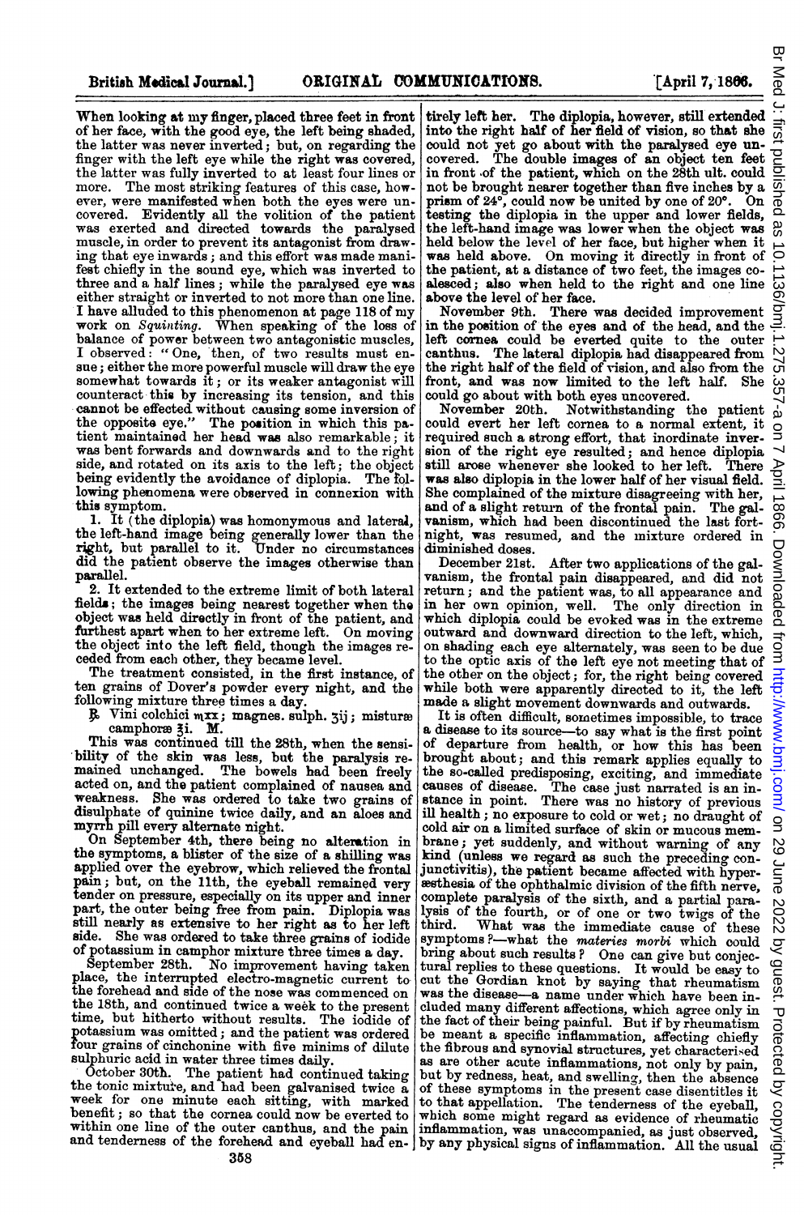When looking at my finger, placed three feet in front of her face, with the good eye, the left being shaded, the latter was never inverted; but, on regarding the finger with the left eye while the right was covered, the latter was fully inverted to at least four lines or more. The most striking features of this case, however, were manifested when both the eyes were uncovered. Evidently all the volition of the patient was exerted and directed towards the paralysed muscle, in order to prevent its antagonist from drawing that eye inwards; and this effort was made manifest chiefly in the sound eye, which was inverted to three and a half lines; while the paralysed eye was either straight or inverted to not more than one line. I have alluded to this phenomenon at page 118 of my work on *Squinting*. When speaking of the loss of balance of power between two antagonistic muscles, I observed: "One, then, of two results must ensue; either the more powerful muscle will draw the eye somewhat towards it; or its weaker antagonist will counteract this by increasing its tension, and this cannot be effected without causing some inversion of the opposite eye." The position in which this patient maintained her head was also remarkable; it was bent forwards and downwards and to the right side, and rotated on its axis to the left; the object being evidently the avoidance of diplopia. The following phenomena were observed in connexion with this symptom.

1. It (the diplopia) was homonymous and lateral, the left-hand image being generally lower than the right, but parallel to it. Under no circumstances did the patient observe the images otherwise than parallel.

2. It extended to the extreme limit of both lateral fields; the images being nearest together when the object was held directly in front of the patient, and furthest apart when to her extreme left. On moving the object into the left field, though the images receded from each other, they became level.

The treatment consisted, in the first instance, of ten grains of Dover's powder every night, and the following mixture three times a day.

℞ Vini colchici ♏xx; magnes. sulph. ʒij; misturæ camphoræ ℥i. M.

This was continued till the 28th, when the sensibility of the skin was less, but the paralysis remained unchanged. The bowels had been freely acted on, and the patient complained of nausea and weakness. She was ordered to take two grains of disulphate of quinine twice daily, and an aloes and myrrh pill every alternate night.

On September 4th, there being no alteration in the symptoms, a blister of the size of a shilling was applied over the eyebrow, which relieved the frontal pain; but, on the 11th, the eyeball remained very tender on pressure, especially on its upper and inner part, the outer being free from pain. Diplopia was still nearly as extensive to her right as to her left side. She was ordered to take three grains of iodide of potassium in camphor mixture three times a day.

September 28th. No improvement having taken place, the interrupted electro-magnetic current to the forehead and side of the nose was commenced on the 18th, and continued twice a week to the present time, but hitherto without results. The iodide of potassium was omitted; and the patient was ordered four grains of cinchonine with five minims of dilute sulphuric acid in water three times daily.

October 30th. The patient had continued taking the tonic mixture, and had been galvanised twice a week for one minute each sitting, with marked benefit; so that the cornea could now be everted to within one line of the outer canthus, and the pain and tenderness of the forehead and eyeball had entirely left her. The diplopia, however, still extended into the right half of her field of vision, so that she could not yet go about with the paralysed eye uncovered. The double images of an object ten feet in front of the patient, which on the 28th ult. could not be brought nearer together than five inches by a prism of 24°, could now be united by one of 20°. On testing the diplopia in the upper and lower fields, the left-hand image was lower when the object was held below the level of her face, but higher when it was held above. On moving it directly in front of the patient, at a distance of two feet, the images coalesced; also when held to the right and one line above the level of her face.

November 9th. There was decided improvement in the position of the eyes and of the head, and the left cornea could be everted quite to the outer canthus. The lateral diplopia had disappeared from the right half of the field of vision, and also from the front, and was now limited to the left half. She could go about with both eyes uncovered.

November 20th. Notwithstanding the patient could evert her left cornea to a normal extent, it required such a strong effort, that inordinate inversion of the right eye resulted; and hence diplopia still arose whenever she looked to her left. There was also diplopia in the lower half of her visual field. She complained of the mixture disagreeing with her, and of a slight return of the frontal pain. The galvanism, which had been discontinued the last fortnight, was resumed, and the mixture ordered in diminished doses.

December 21st. After two applications of the galvanism, the frontal pain disappeared, and did not return; and the patient was, to all appearance and in her own opinion, well. The only direction in which diplopia could be evoked was in the extreme outward and downward direction to the left, which, on shading each eye alternately, was seen to be due to the optic axis of the left eye not meeting that of the other on the object; for, the right being covered while both were apparently directed to it, the left made a slight movement downwards and outwards.

It is often difficult, sometimes impossible, to trace a disease to its source—to say what is the first point of departure from health, or how this has been brought about; and this remark applies equally to the so-called predisposing, exciting, and immediate causes of disease. The case just narrated is an instance in point. There was no history of previous ill health; no exposure to cold or wet; no draught of cold air on a limited surface of skin or mucous membrane; yet suddenly, and without warning of any kind (unless we regard as such the preceding conjunctivitis), the patient became affected with hyperæsthesia of the ophthalmic division of the fifth nerve, complete paralysis of the sixth, and a partial paralysis of the fourth, or of one or two twigs of the third. What was the immediate cause of these symptoms?—what the *materies morbi* which could bring about such results? One can give but conjectural replies to these questions. It would be easy to cut the Gordian knot by saying that rheumatism was the disease—a name under which have been included many different affections, which agree only in the fact of their being painful. But if by rheumatism be meant a specific inflammation, affecting chiefly the fibrous and synovial structures, yet characterised as are other acute inflammations, not only by pain, but by redness, heat, and swelling, then the absence of these symptoms in the present case disentitles it to that appellation. The tenderness of the eyeball, which some might regard as evidence of rheumatic inflammation, was unaccompanied, as just observed, by any physical signs of inflammation. All the usual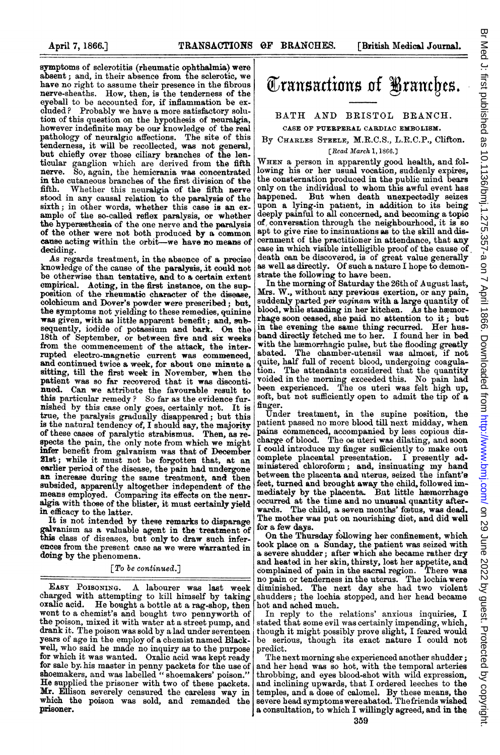symptoms of sclerotitis (rheumatic ophthalmia) were absent; and, in their absence from the sclerotic, we have no right to assume their presence in the fibrous nerve-sheaths. How, then, is the tenderness of the eyeball to be accounted for, if inflammation be excluded? Probably we have a more satisfactory solution of this question on the hypothesis of neuralgia, however indefinite may be our knowledge of the real pathology of neuralgic affections. The site of this tenderness, it will be recollected, was not general, but chiefly over those ciliary branches of the lenticular ganglion which are derived from the fifth nerve. So, again, the hemicrania was concentrated in the cutaneous branches of the first division of the fifth. Whether this neuralgia of the fifth nerve stood in any causal relation to the paralysis of the sixth; in other words, whether this case is an example of the so-called reflex paralysis, or whether the hyperæsthesia of the one nerve and the paralysis of the other were not both produced by a common cause acting within the orbit—we have no means of deciding.

As regards treatment, in the absence of a precise knowledge of the cause of the paralysis, it could not be otherwise than tentative, and to a certain extent empirical. Acting, in the first instance, on the supposition of the rheumatic character of the disease, colchicum and Dover's powder were prescribed; but, the symptoms not yielding to these remedies, quinine was given, with as little apparent benefit; and, subsequently, iodide of potassium and bark. On the 18th of September, or between five and six weeks from the commencement of the attack, the interrupted electro-magnetic current was commenced, and continued twice a week, for about one minute a sitting, till the first week in November, when the patient was so far recovered that it was discontinued. Can we attribute the favourable result to this particular remedy? So far as the evidence furnished by this case only goes, certainly not. It is true, the paralysis gradually disappeared; but this is the natural tendency of, I should say, the majority of these cases of paralytic strabismus. Then, as respects the pain, the only note from which we might infer benefit from galvanism was that of December 21st; while it must not be forgotten that, at an earlier period of the disease, the pain had undergone an increase during the same treatment, and then subsided, apparently altogether independent of the means employed. Comparing its effects on the neuralgia with those of the blister, it must certainly yield in efficacy to the latter.

It is not intended by these remarks to disparage galvanism as a valuable agent in the treatment of this class of diseases, but only to draw such inferences from the present case as we were warranted in doing by the phenomena.

[*To be continued.*]

---

EASY POISONING. A labourer was last week charged with attempting to kill himself by taking oxalic acid. He bought a bottle at a rag-shop, then went to a chemist's and bought two pennyworth of the poison, mixed it with water at a street pump, and drank it. The poison was sold by a lad under seventeen years of age in the employ of a chemist named Blackwell, who said he made no inquiry as to the purpose for which it was wanted. Oxalic acid was kept ready for sale by his master in penny packets for the use of shoemakers, and was labelled "shoemakers' poison." He supplied the prisoner with two of these packets. Mr. Ellison severely censured the careless way in which the poison was sold, and remanded the prisoner.

# Transactions of Branches.

## BATH AND BRISTOL BRANCH.

### CASE OF PUERPERAL CARDIAC EMBOLISM.

By CHARLES STEELE, M.R.C.S., L.R.C.P., Clifton.

[*Read March* 1, 1866.]

WHEN a person in apparently good health, and following his or her usual vocation, suddenly expires, the consternation produced in the public mind bears only on the individual to whom this awful event has happened. But when death unexpectedly seizes upon a lying-in patient, in addition to its being deeply painful to all concerned, and becoming a topic of conversation through the neighbourhood, it is so apt to give rise to insinuations as to the skill and discernment of the practitioner in attendance, that any case in which visible intelligible proof of the cause of death can be discovered, is of great value generally as well as directly. Of such a nature I hope to demonstrate the following to have been.

In the morning of Saturday the 26th of August last, Mrs. W., without any previous exertion, or any pain, suddenly parted *per vaginam* with a large quantity of blood, while standing in her kitchen. As the hæmorrhage soon ceased, she paid no attention to it; but in the evening the same thing recurred. Her husband directly fetched me to her. I found her in bed with the hæmorrhagic pulse, but the flooding greatly abated. The chamber-utensil was almost, if not quite, half full of recent blood, undergoing coagulation. The attendants considered that the quantity voided in the morning exceeded this. No pain had been experienced. The os uteri was felt high up, soft, but not sufficiently open to admit the tip of a finger.

Under treatment, in the supine position, the patient passed no more blood till next midday, when pains commenced, accompanied by less copious discharge of blood. The os uteri was dilating, and soon I could introduce my finger sufficiently to make out complete placental presentation. I presently administered chloroform; and, insinuating my hand between the placenta and uterus, seized the infant's feet, turned and brought away the child, followed immediately by the placenta. But little hæmorrhage occurred at the time and no unusual quantity afterwards. The child, a seven months' fœtus, was dead. The mother was put on nourishing diet, and did well for a few days.

On the Thursday following her confinement, which took place on a Sunday, the patient was seized with a severe shudder; after which she became rather dry and heated in her skin, thirsty, lost her appetite, and complained of pain in the sacral region. There was no pain or tenderness in the uterus. The lochia were diminished. The next day she had two violent shudders; the lochia stopped, and her head became hot and ached much.

In reply to the relations' anxious inquiries, I stated that some evil was certainly impending, which, though it might possibly prove slight, I feared would be serious, though its exact nature I could not predict.

The next morning she experienced another shudder; and her head was so hot, with the temporal arteries throbbing, and eyes blood-shot with wild expression, and inclining upwards, that I ordered leeches to the temples, and a dose of calomel. By these means, the severe head symptoms were abated. The friends wished a consultation, to which I willingly agreed, and in the